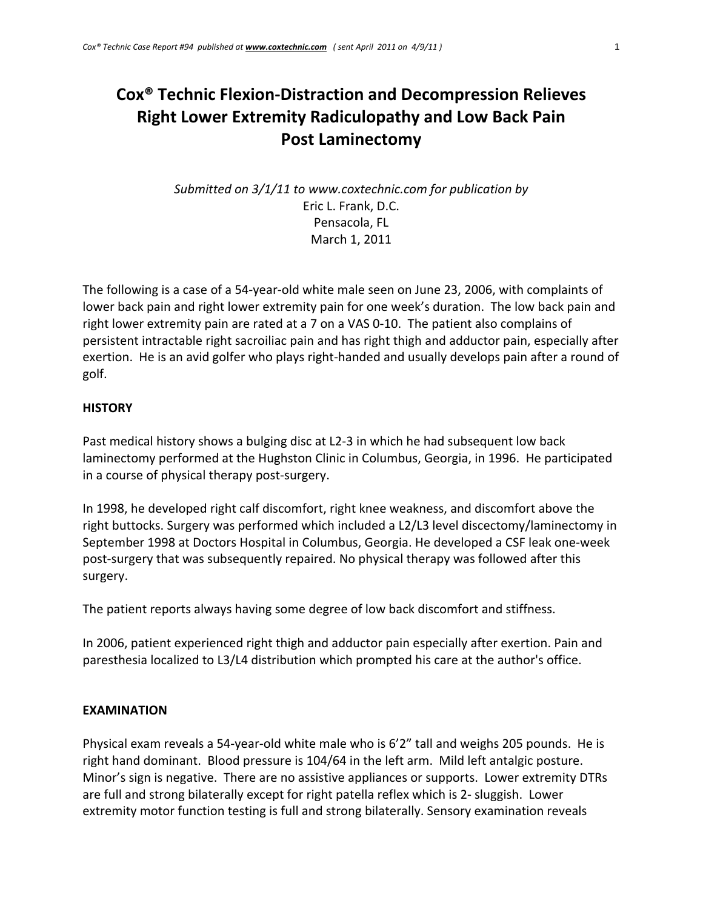# Cox® Technic Flexion-Distraction and Decompression Relieves Right Lower Extremity Radiculopathy and Low Back Pain Post Laminectomy

*Submitted on 3/1/11 to www.coxtechnic.com for publication by*
Eric L. Frank, D.C.
Pensacola, FL
March 1, 2011

The following is a case of a 54-year-old white male seen on June 23, 2006, with complaints of lower back pain and right lower extremity pain for one week's duration. The low back pain and right lower extremity pain are rated at a 7 on a VAS 0-10. The patient also complains of persistent intractable right sacroiliac pain and has right thigh and adductor pain, especially after exertion. He is an avid golfer who plays right-handed and usually develops pain after a round of golf.

## HISTORY

Past medical history shows a bulging disc at L2-3 in which he had subsequent low back laminectomy performed at the Hughston Clinic in Columbus, Georgia, in 1996. He participated in a course of physical therapy post-surgery.

In 1998, he developed right calf discomfort, right knee weakness, and discomfort above the right buttocks. Surgery was performed which included a L2/L3 level discectomy/laminectomy in September 1998 at Doctors Hospital in Columbus, Georgia. He developed a CSF leak one-week post-surgery that was subsequently repaired. No physical therapy was followed after this surgery.

The patient reports always having some degree of low back discomfort and stiffness.

In 2006, patient experienced right thigh and adductor pain especially after exertion. Pain and paresthesia localized to L3/L4 distribution which prompted his care at the author's office.

## EXAMINATION

Physical exam reveals a 54-year-old white male who is 6'2" tall and weighs 205 pounds. He is right hand dominant. Blood pressure is 104/64 in the left arm. Mild left antalgic posture. Minor's sign is negative. There are no assistive appliances or supports. Lower extremity DTRs are full and strong bilaterally except for right patella reflex which is 2- sluggish. Lower extremity motor function testing is full and strong bilaterally. Sensory examination reveals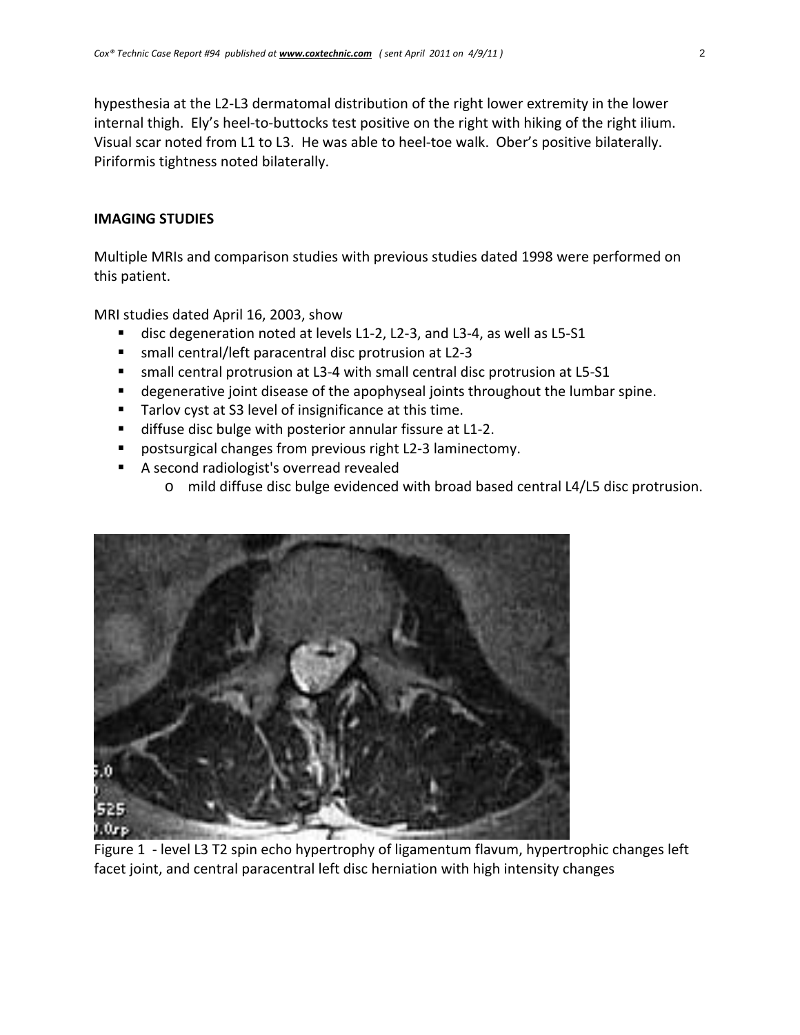hypesthesia at the L2-L3 dermatomal distribution of the right lower extremity in the lower internal thigh. Ely's heel-to-buttocks test positive on the right with hiking of the right ilium. Visual scar noted from L1 to L3. He was able to heel-toe walk. Ober's positive bilaterally. Piriformis tightness noted bilaterally.

## IMAGING STUDIES

Multiple MRIs and comparison studies with previous studies dated 1998 were performed on this patient.

MRI studies dated April 16, 2003, show

- disc degeneration noted at levels L1-2, L2-3, and L3-4, as well as L5-S1
- small central/left paracentral disc protrusion at L2-3
- small central protrusion at L3-4 with small central disc protrusion at L5-S1
- degenerative joint disease of the apophyseal joints throughout the lumbar spine.
- Tarlov cyst at S3 level of insignificance at this time.
- diffuse disc bulge with posterior annular fissure at L1-2.
- postsurgical changes from previous right L2-3 laminectomy.
- A second radiologist's overread revealed
  - mild diffuse disc bulge evidenced with broad based central L4/L5 disc protrusion.

Figure 1 - level L3 T2 spin echo hypertrophy of ligamentum flavum, hypertrophic changes left facet joint, and central paracentral left disc herniation with high intensity changes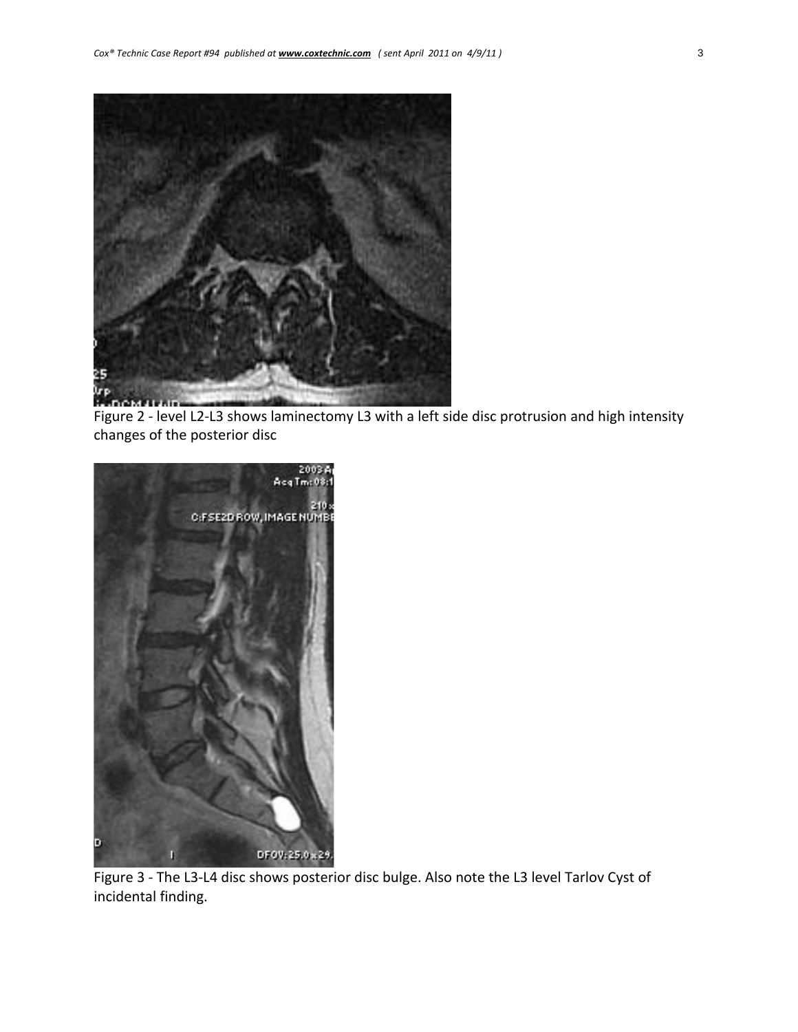Figure 2 - level L2-L3 shows laminectomy L3 with a left side disc protrusion and high intensity changes of the posterior disc

Figure 3 - The L3-L4 disc shows posterior disc bulge. Also note the L3 level Tarlov Cyst of incidental finding.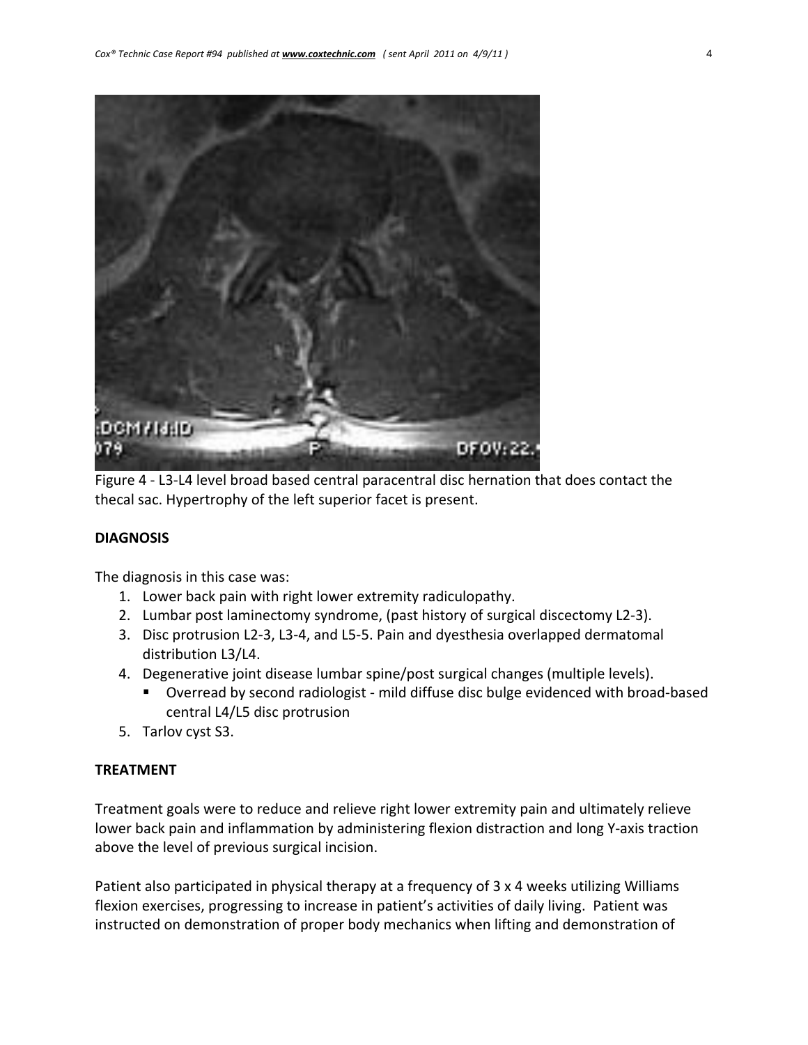Figure 4 - L3-L4 level broad based central paracentral disc hernation that does contact the thecal sac. Hypertrophy of the left superior facet is present.

**DIAGNOSIS**

The diagnosis in this case was:

1. Lower back pain with right lower extremity radiculopathy.
2. Lumbar post laminectomy syndrome, (past history of surgical discectomy L2-3).
3. Disc protrusion L2-3, L3-4, and L5-5. Pain and dyesthesia overlapped dermatomal distribution L3/L4.
4. Degenerative joint disease lumbar spine/post surgical changes (multiple levels).
   - Overread by second radiologist - mild diffuse disc bulge evidenced with broad-based central L4/L5 disc protrusion
5. Tarlov cyst S3.

**TREATMENT**

Treatment goals were to reduce and relieve right lower extremity pain and ultimately relieve lower back pain and inflammation by administering flexion distraction and long Y-axis traction above the level of previous surgical incision.

Patient also participated in physical therapy at a frequency of 3 x 4 weeks utilizing Williams flexion exercises, progressing to increase in patient's activities of daily living. Patient was instructed on demonstration of proper body mechanics when lifting and demonstration of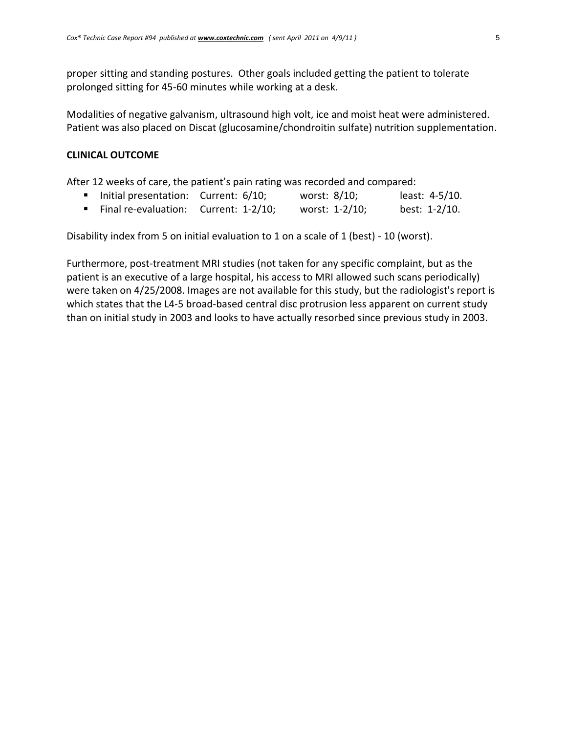proper sitting and standing postures. Other goals included getting the patient to tolerate prolonged sitting for 45-60 minutes while working at a desk.

Modalities of negative galvanism, ultrasound high volt, ice and moist heat were administered. Patient was also placed on Discat (glucosamine/chondroitin sulfate) nutrition supplementation.

**CLINICAL OUTCOME**

After 12 weeks of care, the patient's pain rating was recorded and compared:

- Initial presentation: Current: 6/10; worst: 8/10; least: 4-5/10.
- Final re-evaluation: Current: 1-2/10; worst: 1-2/10; best: 1-2/10.

Disability index from 5 on initial evaluation to 1 on a scale of 1 (best) - 10 (worst).

Furthermore, post-treatment MRI studies (not taken for any specific complaint, but as the patient is an executive of a large hospital, his access to MRI allowed such scans periodically) were taken on 4/25/2008. Images are not available for this study, but the radiologist's report is which states that the L4-5 broad-based central disc protrusion less apparent on current study than on initial study in 2003 and looks to have actually resorbed since previous study in 2003.